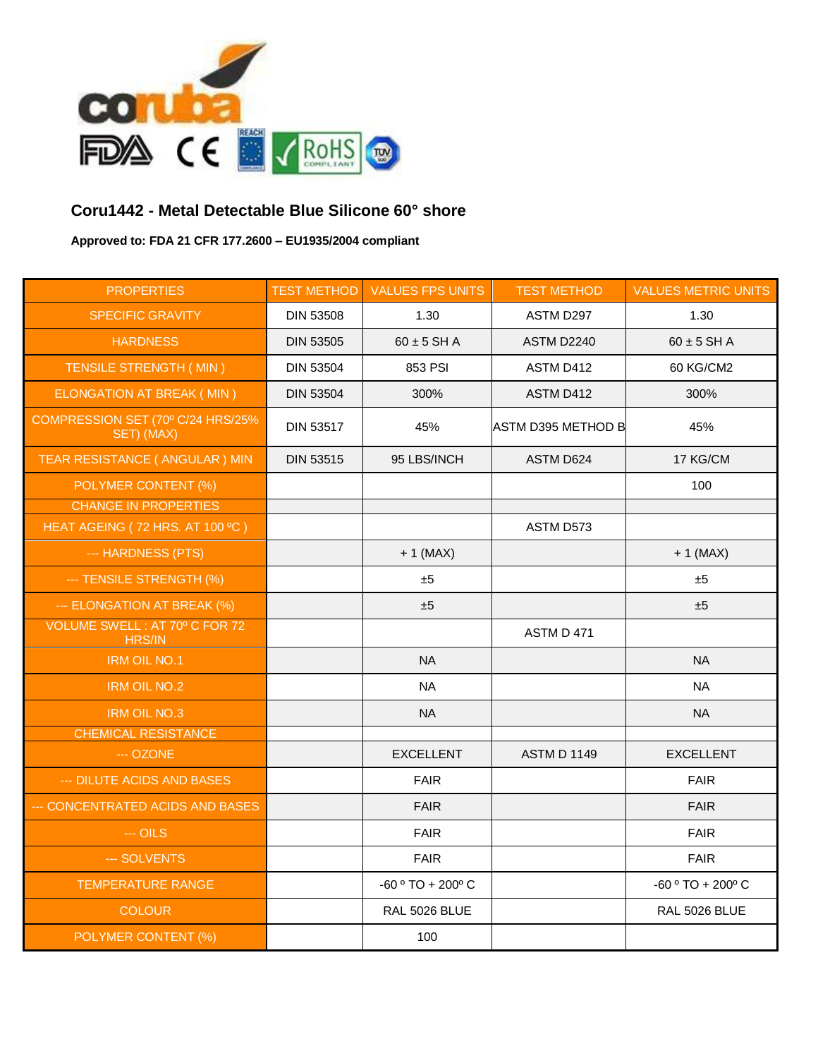## Coru1442 - Metal Detectable Blue Silicone 60° shore

**Approved to: FDA 21 CFR 177.2600 – EU1935/2004 compliant**

| PROPERTIES | TEST METHOD | VALUES FPS UNITS | TEST METHOD | VALUES METRIC UNITS |
|---|---|---|---|---|
| SPECIFIC GRAVITY | DIN 53508 | 1.30 | ASTM D297 | 1.30 |
| HARDNESS | DIN 53505 | 60 ± 5 SH A | ASTM D2240 | 60 ± 5 SH A |
| TENSILE STRENGTH ( MIN ) | DIN 53504 | 853 PSI | ASTM D412 | 60 KG/CM2 |
| ELONGATION AT BREAK ( MIN ) | DIN 53504 | 300% | ASTM D412 | 300% |
| COMPRESSION SET (70º C/24 HRS/25% SET) (MAX) | DIN 53517 | 45% | ASTM D395 METHOD B | 45% |
| TEAR RESISTANCE ( ANGULAR ) MIN | DIN 53515 | 95 LBS/INCH | ASTM D624 | 17 KG/CM |
| POLYMER CONTENT (%) | | | | 100 |
| CHANGE IN PROPERTIES | | | | |
| HEAT AGEING ( 72 HRS. AT 100 ºC ) | | | ASTM D573 | |
| --- HARDNESS (PTS) | | + 1 (MAX) | | + 1 (MAX) |
| --- TENSILE STRENGTH (%) | | ±5 | | ±5 |
| --- ELONGATION AT BREAK (%) | | ±5 | | ±5 |
| VOLUME SWELL : AT 70º C FOR 72 HRS/IN | | | ASTM D 471 | |
| IRM OIL NO.1 | | NA | | NA |
| IRM OIL NO.2 | | NA | | NA |
| IRM OIL NO.3 | | NA | | NA |
| CHEMICAL RESISTANCE | | | | |
| --- OZONE | | EXCELLENT | ASTM D 1149 | EXCELLENT |
| --- DILUTE ACIDS AND BASES | | FAIR | | FAIR |
| --- CONCENTRATED ACIDS AND BASES | | FAIR | | FAIR |
| --- OILS | | FAIR | | FAIR |
| --- SOLVENTS | | FAIR | | FAIR |
| TEMPERATURE RANGE | | -60 º TO + 200º C | | -60 º TO + 200º C |
| COLOUR | | RAL 5026 BLUE | | RAL 5026 BLUE |
| POLYMER CONTENT (%) | | 100 | | |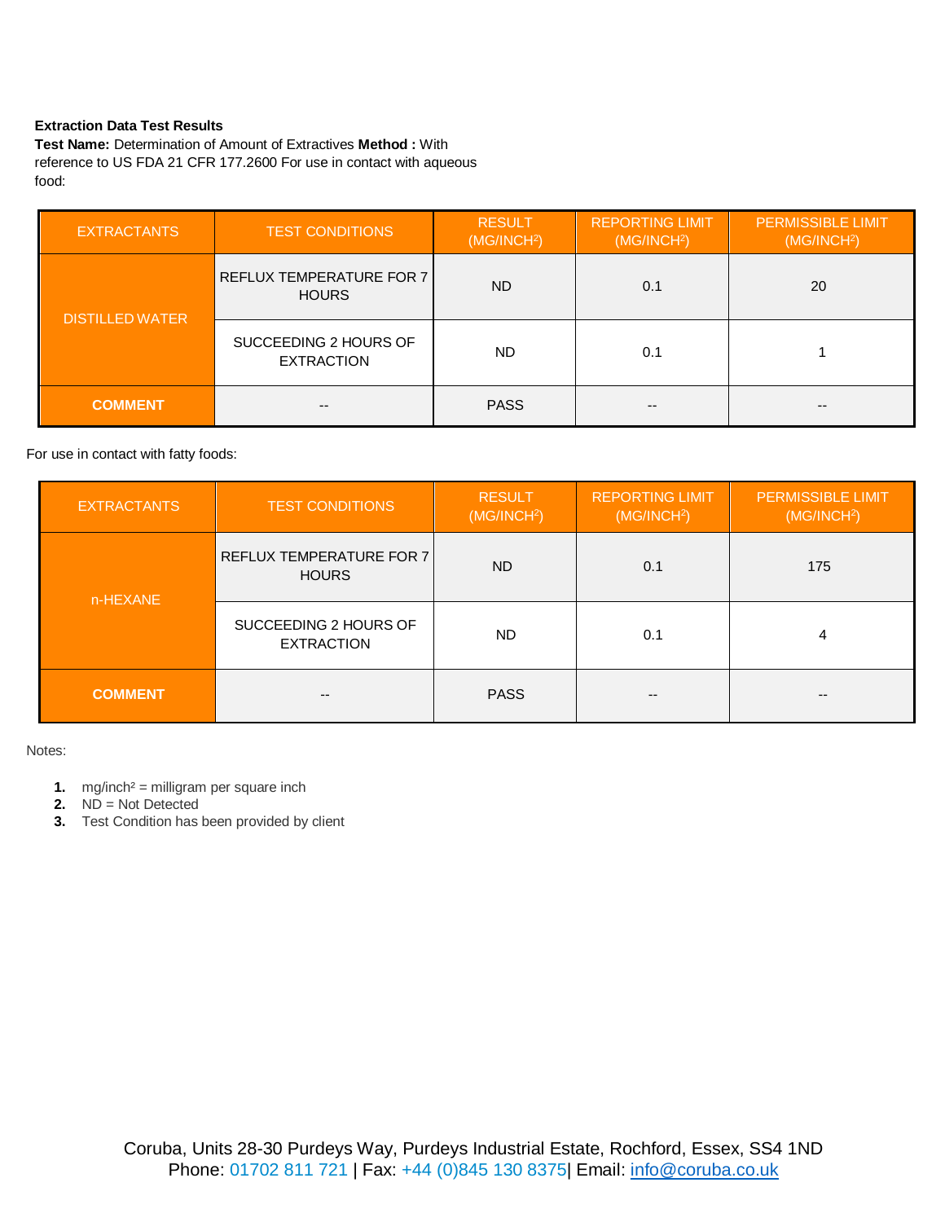**Extraction Data Test Results**
**Test Name:** Determination of Amount of Extractives **Method :** With reference to US FDA 21 CFR 177.2600 For use in contact with aqueous food:

| EXTRACTANTS | TEST CONDITIONS | RESULT (MG/INCH²) | REPORTING LIMIT (MG/INCH²) | PERMISSIBLE LIMIT (MG/INCH²) |
|---|---|---|---|---|
| DISTILLED WATER | REFLUX TEMPERATURE FOR 7 HOURS | ND | 0.1 | 20 |
| | SUCCEEDING 2 HOURS OF EXTRACTION | ND | 0.1 | 1 |
| **COMMENT** | -- | PASS | -- | -- |

For use in contact with fatty foods:

| EXTRACTANTS | TEST CONDITIONS | RESULT (MG/INCH²) | REPORTING LIMIT (MG/INCH²) | PERMISSIBLE LIMIT (MG/INCH²) |
|---|---|---|---|---|
| n-HEXANE | REFLUX TEMPERATURE FOR 7 HOURS | ND | 0.1 | 175 |
| | SUCCEEDING 2 HOURS OF EXTRACTION | ND | 0.1 | 4 |
| **COMMENT** | -- | PASS | -- | -- |

Notes:

1. mg/inch² = milligram per square inch
2. ND = Not Detected
3. Test Condition has been provided by client

Coruba, Units 28-30 Purdeys Way, Purdeys Industrial Estate, Rochford, Essex, SS4 1ND
Phone: 01702 811 721 | Fax: +44 (0)845 130 8375| Email: info@coruba.co.uk